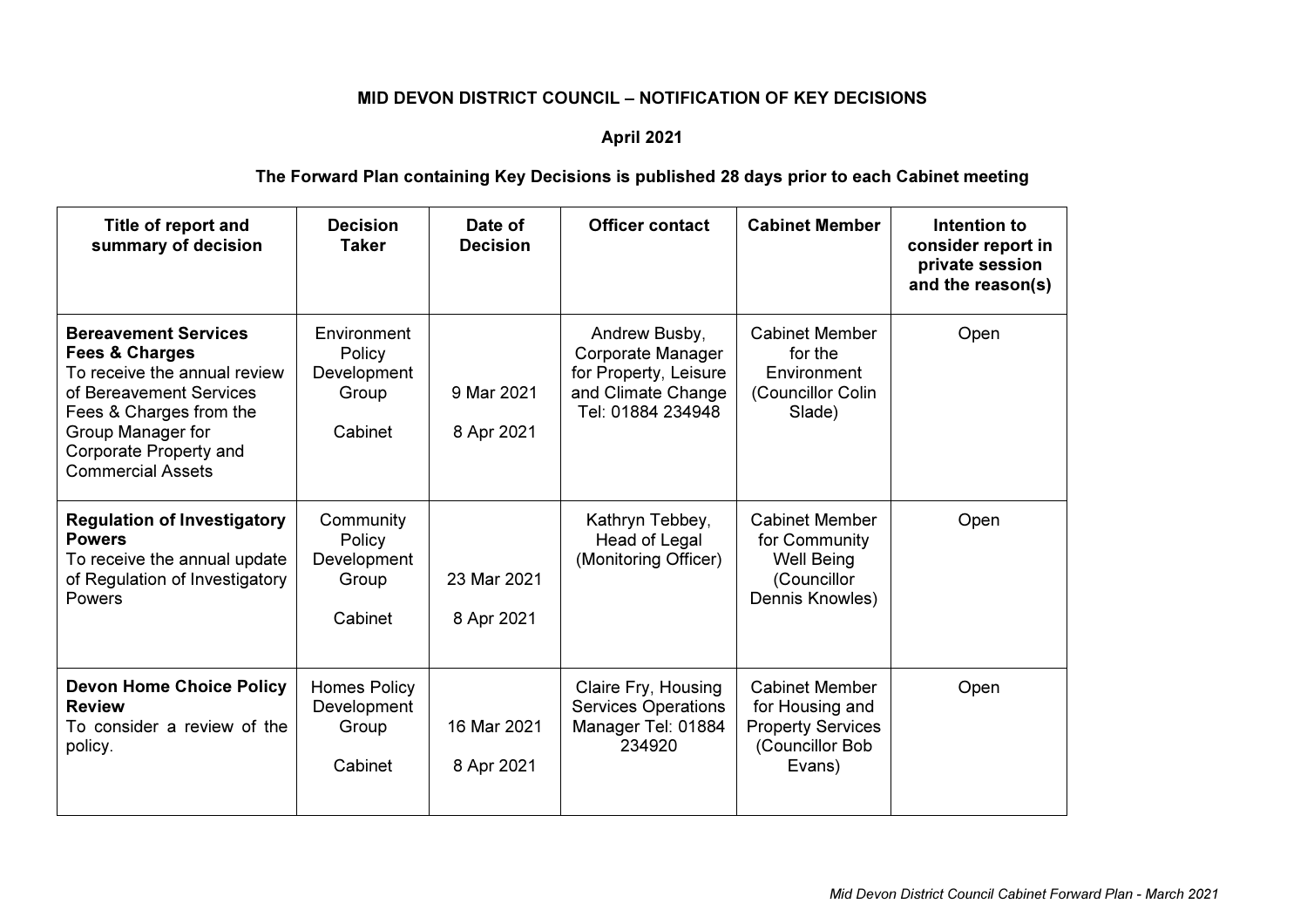**MID DEVON DISTRICT COUNCIL – NOTIFICATION OF KEY DECISIONS**

**April 2021**

**The Forward Plan containing Key Decisions is published 28 days prior to each Cabinet meeting**

| Title of report and summary of decision | Decision Taker | Date of Decision | Officer contact | Cabinet Member | Intention to consider report in private session and the reason(s) |
|---|---|---|---|---|---|
| **Bereavement Services Fees & Charges** To receive the annual review of Bereavement Services Fees & Charges from the Group Manager for Corporate Property and Commercial Assets | Environment Policy Development Group<br><br>Cabinet | 9 Mar 2021<br><br>8 Apr 2021 | Andrew Busby, Corporate Manager for Property, Leisure and Climate Change Tel: 01884 234948 | Cabinet Member for the Environment (Councillor Colin Slade) | Open |
| **Regulation of Investigatory Powers** To receive the annual update of Regulation of Investigatory Powers | Community Policy Development Group<br><br>Cabinet | 23 Mar 2021<br><br>8 Apr 2021 | Kathryn Tebbey, Head of Legal (Monitoring Officer) | Cabinet Member for Community Well Being (Councillor Dennis Knowles) | Open |
| **Devon Home Choice Policy Review** To consider a review of the policy. | Homes Policy Development Group<br><br>Cabinet | 16 Mar 2021<br><br>8 Apr 2021 | Claire Fry, Housing Services Operations Manager Tel: 01884 234920 | Cabinet Member for Housing and Property Services (Councillor Bob Evans) | Open |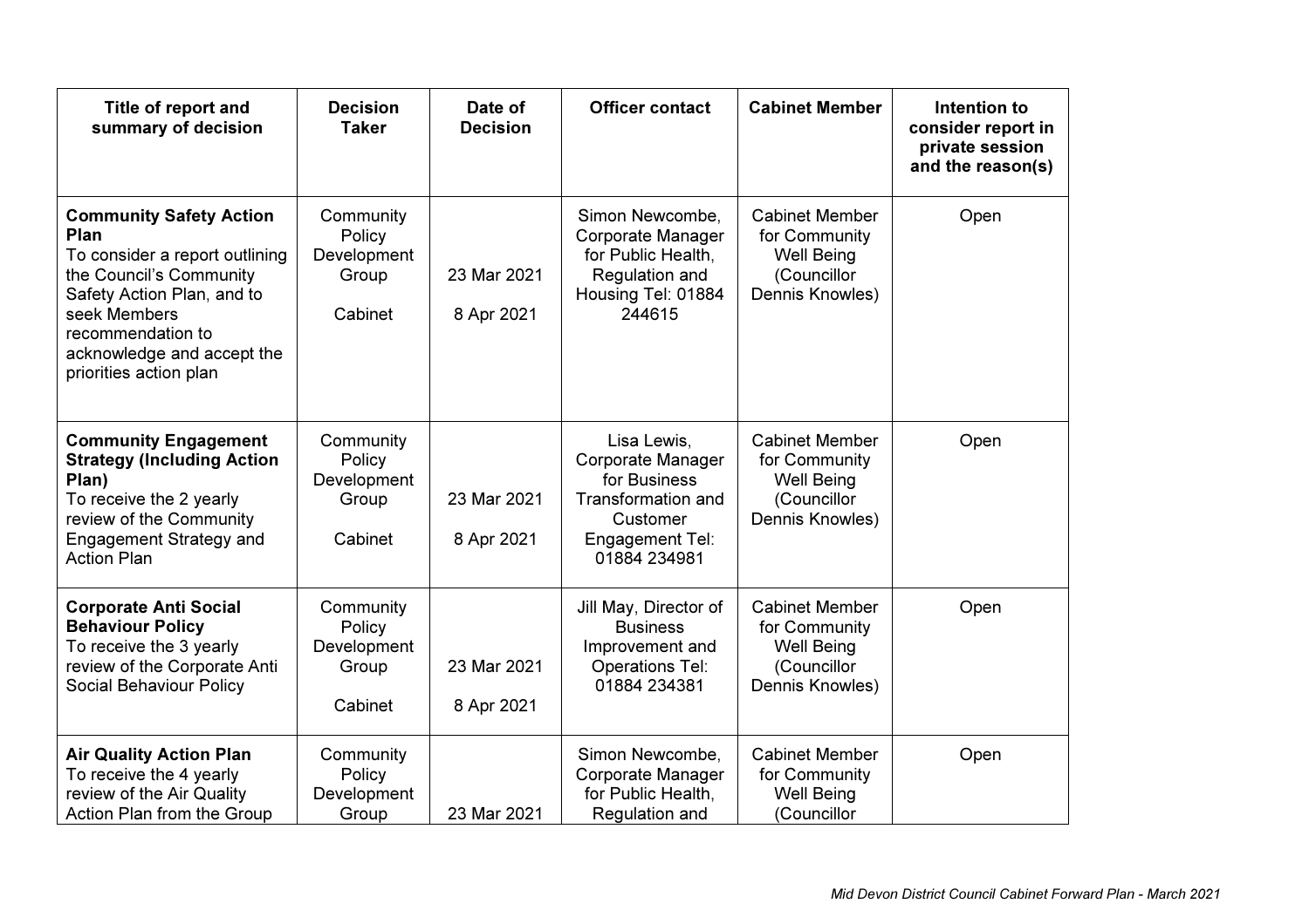| Title of report and summary of decision | Decision Taker | Date of Decision | Officer contact | Cabinet Member | Intention to consider report in private session and the reason(s) |
|---|---|---|---|---|---|
| **Community Safety Action Plan** To consider a report outlining the Council's Community Safety Action Plan, and to seek Members recommendation to acknowledge and accept the priorities action plan | Community Policy Development Group<br><br>Cabinet | 23 Mar 2021<br><br>8 Apr 2021 | Simon Newcombe, Corporate Manager for Public Health, Regulation and Housing Tel: 01884 244615 | Cabinet Member for Community Well Being (Councillor Dennis Knowles) | Open |
| **Community Engagement Strategy (Including Action Plan)** To receive the 2 yearly review of the Community Engagement Strategy and Action Plan | Community Policy Development Group<br><br>Cabinet | 23 Mar 2021<br><br>8 Apr 2021 | Lisa Lewis, Corporate Manager for Business Transformation and Customer Engagement Tel: 01884 234981 | Cabinet Member for Community Well Being (Councillor Dennis Knowles) | Open |
| **Corporate Anti Social Behaviour Policy** To receive the 3 yearly review of the Corporate Anti Social Behaviour Policy | Community Policy Development Group<br><br>Cabinet | 23 Mar 2021<br><br>8 Apr 2021 | Jill May, Director of Business Improvement and Operations Tel: 01884 234381 | Cabinet Member for Community Well Being (Councillor Dennis Knowles) | Open |
| **Air Quality Action Plan** To receive the 4 yearly review of the Air Quality Action Plan from the Group | Community Policy Development Group | 23 Mar 2021 | Simon Newcombe, Corporate Manager for Public Health, Regulation and | Cabinet Member for Community Well Being (Councillor | Open |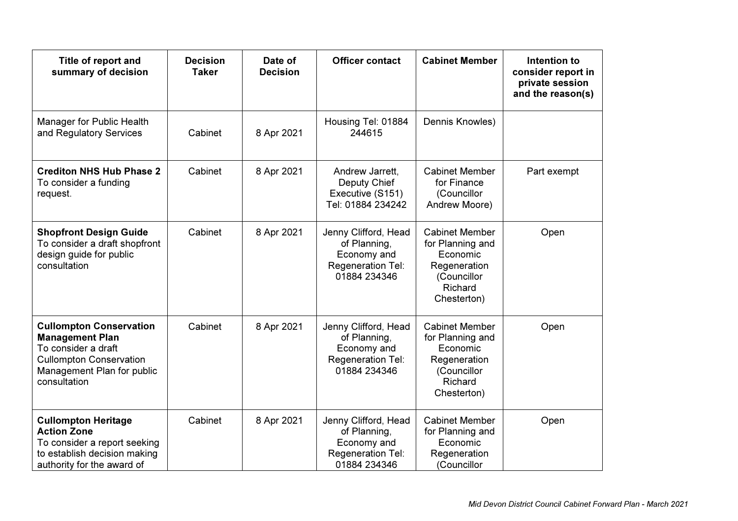| Title of report and summary of decision | Decision Taker | Date of Decision | Officer contact | Cabinet Member | Intention to consider report in private session and the reason(s) |
|---|---|---|---|---|---|
| Manager for Public Health and Regulatory Services | Cabinet | 8 Apr 2021 | Housing Tel: 01884 244615 | Dennis Knowles) | |
| **Crediton NHS Hub Phase 2** To consider a funding request. | Cabinet | 8 Apr 2021 | Andrew Jarrett, Deputy Chief Executive (S151) Tel: 01884 234242 | Cabinet Member for Finance (Councillor Andrew Moore) | Part exempt |
| **Shopfront Design Guide** To consider a draft shopfront design guide for public consultation | Cabinet | 8 Apr 2021 | Jenny Clifford, Head of Planning, Economy and Regeneration Tel: 01884 234346 | Cabinet Member for Planning and Economic Regeneration (Councillor Richard Chesterton) | Open |
| **Cullompton Conservation Management Plan** To consider a draft Cullompton Conservation Management Plan for public consultation | Cabinet | 8 Apr 2021 | Jenny Clifford, Head of Planning, Economy and Regeneration Tel: 01884 234346 | Cabinet Member for Planning and Economic Regeneration (Councillor Richard Chesterton) | Open |
| **Cullompton Heritage Action Zone** To consider a report seeking to establish decision making authority for the award of | Cabinet | 8 Apr 2021 | Jenny Clifford, Head of Planning, Economy and Regeneration Tel: 01884 234346 | Cabinet Member for Planning and Economic Regeneration (Councillor | Open |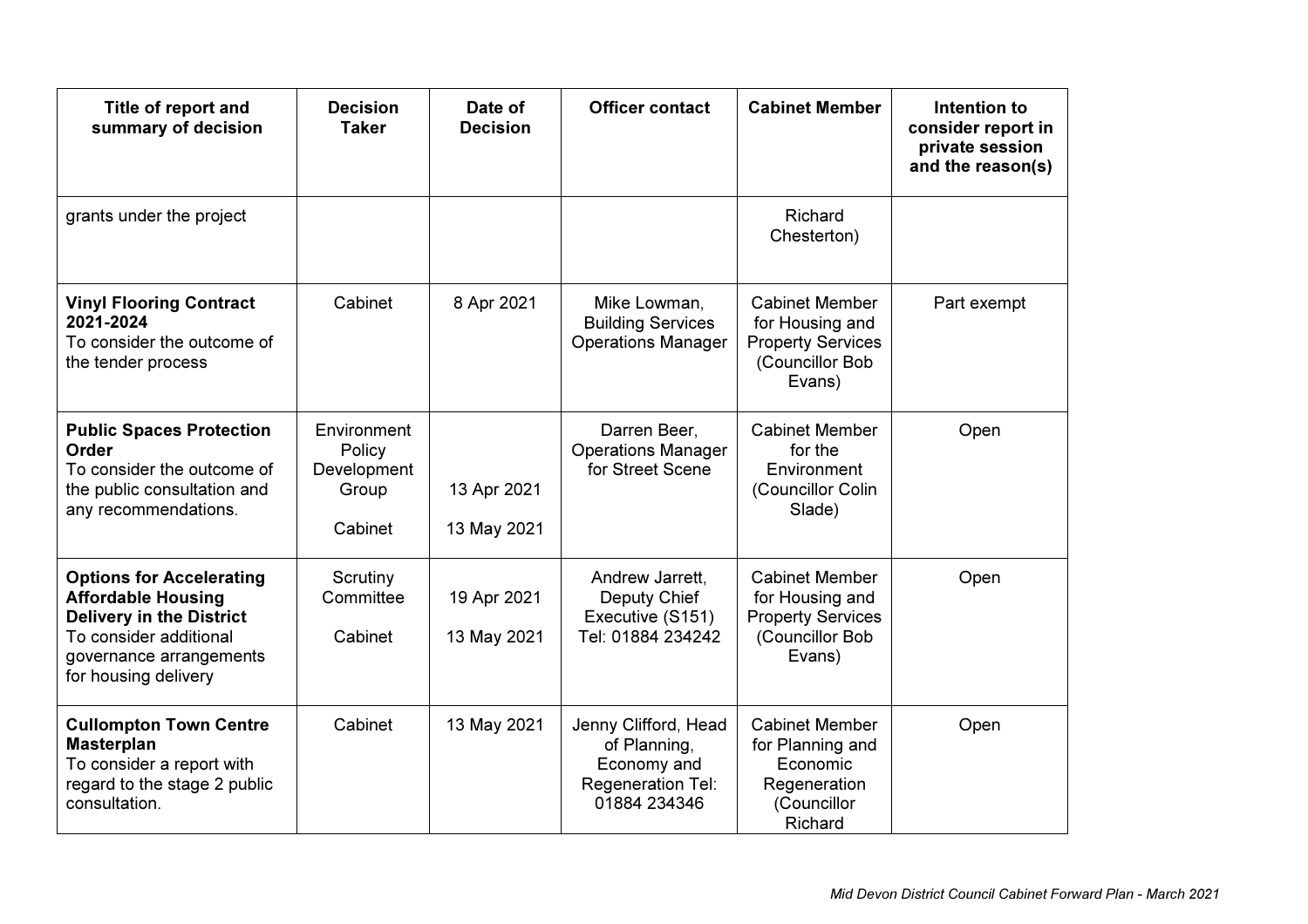| Title of report and summary of decision | Decision Taker | Date of Decision | Officer contact | Cabinet Member | Intention to consider report in private session and the reason(s) |
|---|---|---|---|---|---|
| grants under the project | | | | Richard Chesterton) | |
| **Vinyl Flooring Contract 2021-2024** To consider the outcome of the tender process | Cabinet | 8 Apr 2021 | Mike Lowman, Building Services Operations Manager | Cabinet Member for Housing and Property Services (Councillor Bob Evans) | Part exempt |
| **Public Spaces Protection Order** To consider the outcome of the public consultation and any recommendations. | Environment Policy Development Group<br><br>Cabinet | 13 Apr 2021<br><br>13 May 2021 | Darren Beer, Operations Manager for Street Scene | Cabinet Member for the Environment (Councillor Colin Slade) | Open |
| **Options for Accelerating Affordable Housing Delivery in the District** To consider additional governance arrangements for housing delivery | Scrutiny Committee<br><br>Cabinet | 19 Apr 2021<br><br>13 May 2021 | Andrew Jarrett, Deputy Chief Executive (S151) Tel: 01884 234242 | Cabinet Member for Housing and Property Services (Councillor Bob Evans) | Open |
| **Cullompton Town Centre Masterplan** To consider a report with regard to the stage 2 public consultation. | Cabinet | 13 May 2021 | Jenny Clifford, Head of Planning, Economy and Regeneration Tel: 01884 234346 | Cabinet Member for Planning and Economic Regeneration (Councillor Richard | Open |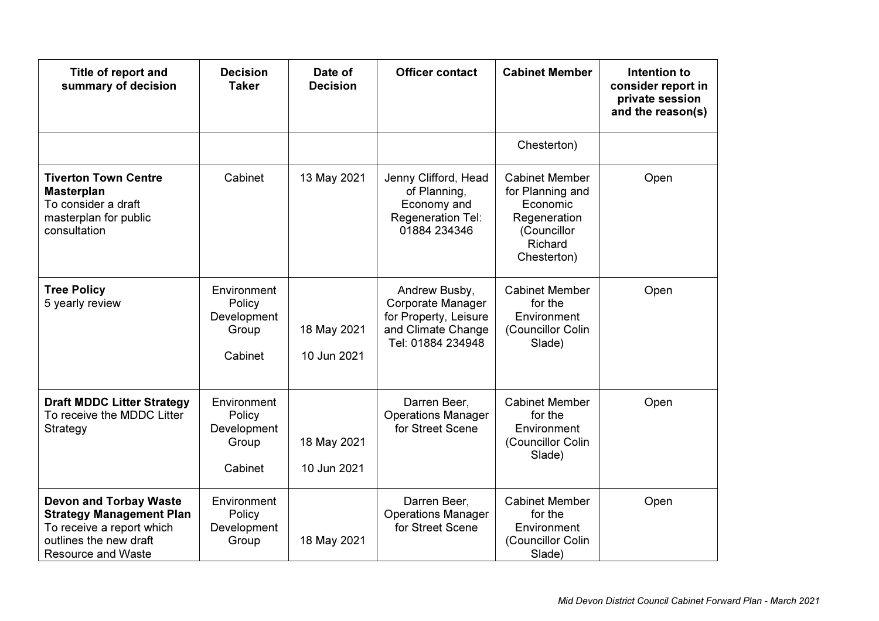| Title of report and summary of decision | Decision Taker | Date of Decision | Officer contact | Cabinet Member | Intention to consider report in private session and the reason(s) |
|---|---|---|---|---|---|
| | | | | Chesterton) | |
| **Tiverton Town Centre Masterplan**<br>To consider a draft masterplan for public consultation | Cabinet | 13 May 2021 | Jenny Clifford, Head of Planning, Economy and Regeneration Tel: 01884 234346 | Cabinet Member for Planning and Economic Regeneration (Councillor Richard Chesterton) | Open |
| **Tree Policy**<br>5 yearly review | Environment Policy Development Group<br><br>Cabinet | 18 May 2021<br><br>10 Jun 2021 | Andrew Busby, Corporate Manager for Property, Leisure and Climate Change Tel: 01884 234948 | Cabinet Member for the Environment (Councillor Colin Slade) | Open |
| **Draft MDDC Litter Strategy**<br>To receive the MDDC Litter Strategy | Environment Policy Development Group<br><br>Cabinet | 18 May 2021<br><br>10 Jun 2021 | Darren Beer, Operations Manager for Street Scene | Cabinet Member for the Environment (Councillor Colin Slade) | Open |
| **Devon and Torbay Waste Strategy Management Plan**<br>To receive a report which outlines the new draft Resource and Waste | Environment Policy Development Group | 18 May 2021 | Darren Beer, Operations Manager for Street Scene | Cabinet Member for the Environment (Councillor Colin Slade) | Open |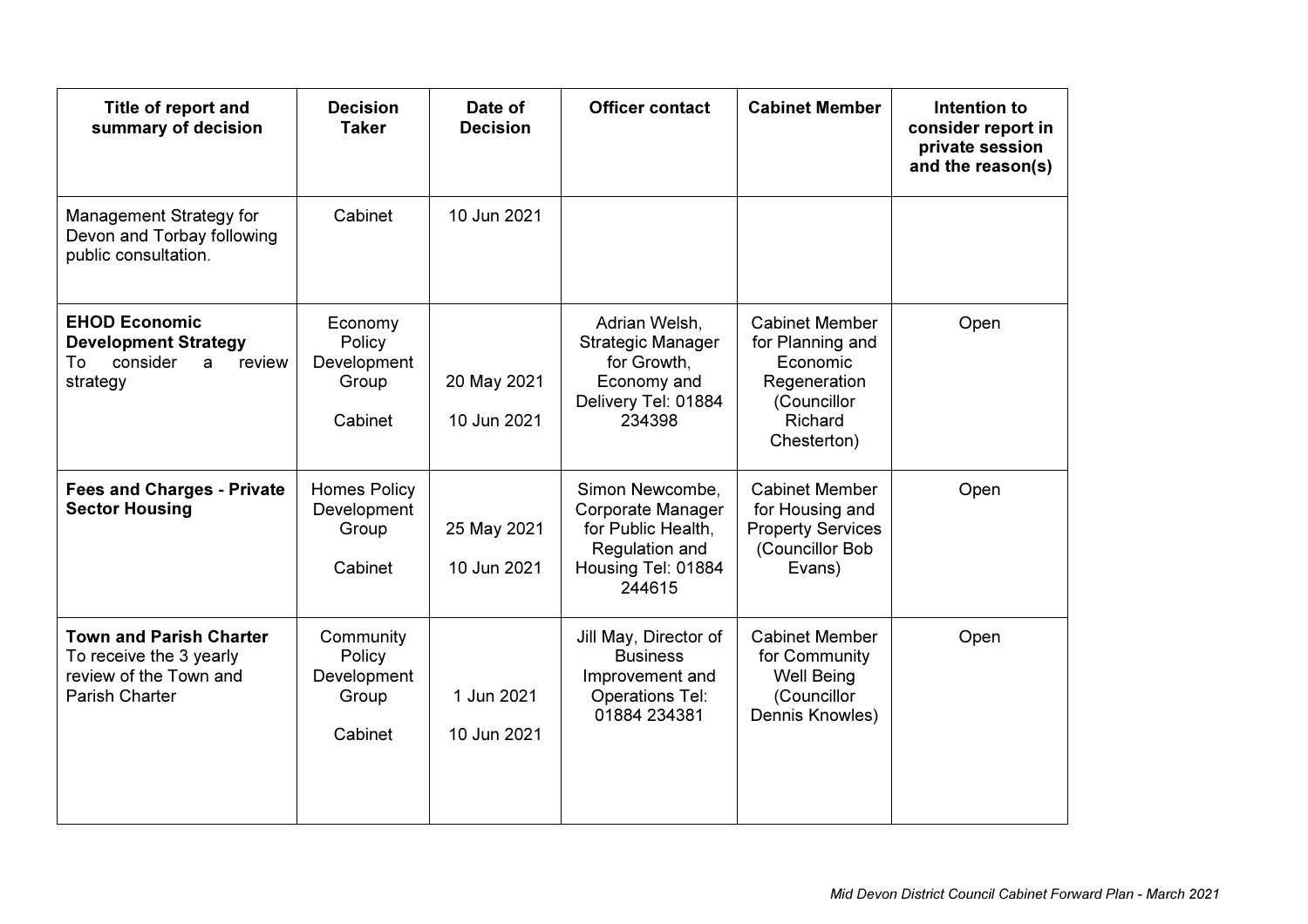| Title of report and summary of decision | Decision Taker | Date of Decision | Officer contact | Cabinet Member | Intention to consider report in private session and the reason(s) |
|---|---|---|---|---|---|
| Management Strategy for Devon and Torbay following public consultation. | Cabinet | 10 Jun 2021 | | | |
| **EHOD Economic Development Strategy** To consider a review strategy | Economy Policy Development Group<br><br>Cabinet | 20 May 2021<br><br>10 Jun 2021 | Adrian Welsh, Strategic Manager for Growth, Economy and Delivery Tel: 01884 234398 | Cabinet Member for Planning and Economic Regeneration (Councillor Richard Chesterton) | Open |
| **Fees and Charges - Private Sector Housing** | Homes Policy Development Group<br><br>Cabinet | 25 May 2021<br><br>10 Jun 2021 | Simon Newcombe, Corporate Manager for Public Health, Regulation and Housing Tel: 01884 244615 | Cabinet Member for Housing and Property Services (Councillor Bob Evans) | Open |
| **Town and Parish Charter** To receive the 3 yearly review of the Town and Parish Charter | Community Policy Development Group<br><br>Cabinet | 1 Jun 2021<br><br>10 Jun 2021 | Jill May, Director of Business Improvement and Operations Tel: 01884 234381 | Cabinet Member for Community Well Being (Councillor Dennis Knowles) | Open |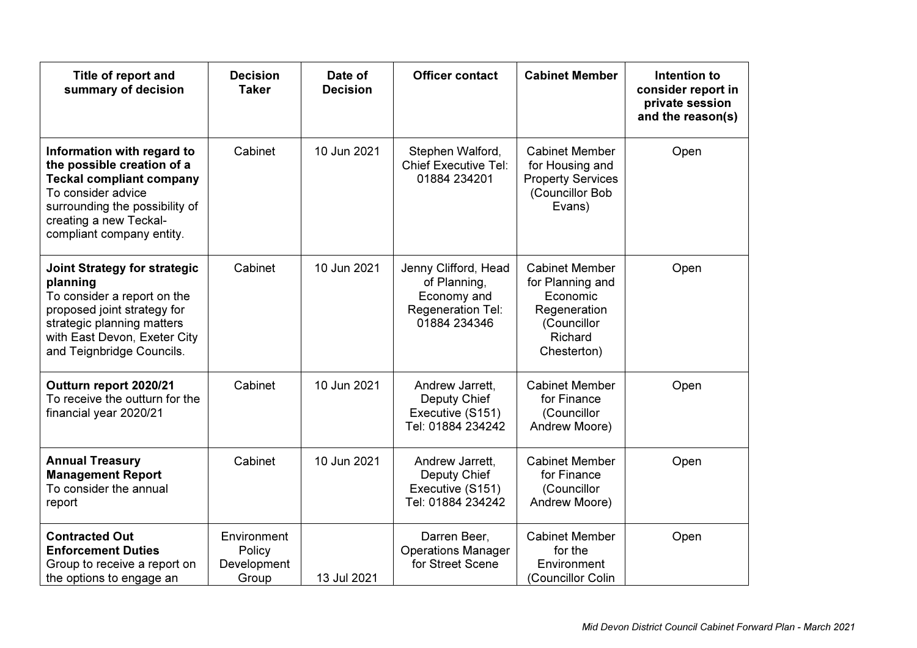| Title of report and summary of decision | Decision Taker | Date of Decision | Officer contact | Cabinet Member | Intention to consider report in private session and the reason(s) |
|---|---|---|---|---|---|
| **Information with regard to the possible creation of a Teckal compliant company** To consider advice surrounding the possibility of creating a new Teckal-compliant company entity. | Cabinet | 10 Jun 2021 | Stephen Walford, Chief Executive Tel: 01884 234201 | Cabinet Member for Housing and Property Services (Councillor Bob Evans) | Open |
| **Joint Strategy for strategic planning** To consider a report on the proposed joint strategy for strategic planning matters with East Devon, Exeter City and Teignbridge Councils. | Cabinet | 10 Jun 2021 | Jenny Clifford, Head of Planning, Economy and Regeneration Tel: 01884 234346 | Cabinet Member for Planning and Economic Regeneration (Councillor Richard Chesterton) | Open |
| **Outturn report 2020/21** To receive the outturn for the financial year 2020/21 | Cabinet | 10 Jun 2021 | Andrew Jarrett, Deputy Chief Executive (S151) Tel: 01884 234242 | Cabinet Member for Finance (Councillor Andrew Moore) | Open |
| **Annual Treasury Management Report** To consider the annual report | Cabinet | 10 Jun 2021 | Andrew Jarrett, Deputy Chief Executive (S151) Tel: 01884 234242 | Cabinet Member for Finance (Councillor Andrew Moore) | Open |
| **Contracted Out Enforcement Duties** Group to receive a report on the options to engage an | Environment Policy Development Group | 13 Jul 2021 | Darren Beer, Operations Manager for Street Scene | Cabinet Member for the Environment (Councillor Colin | Open |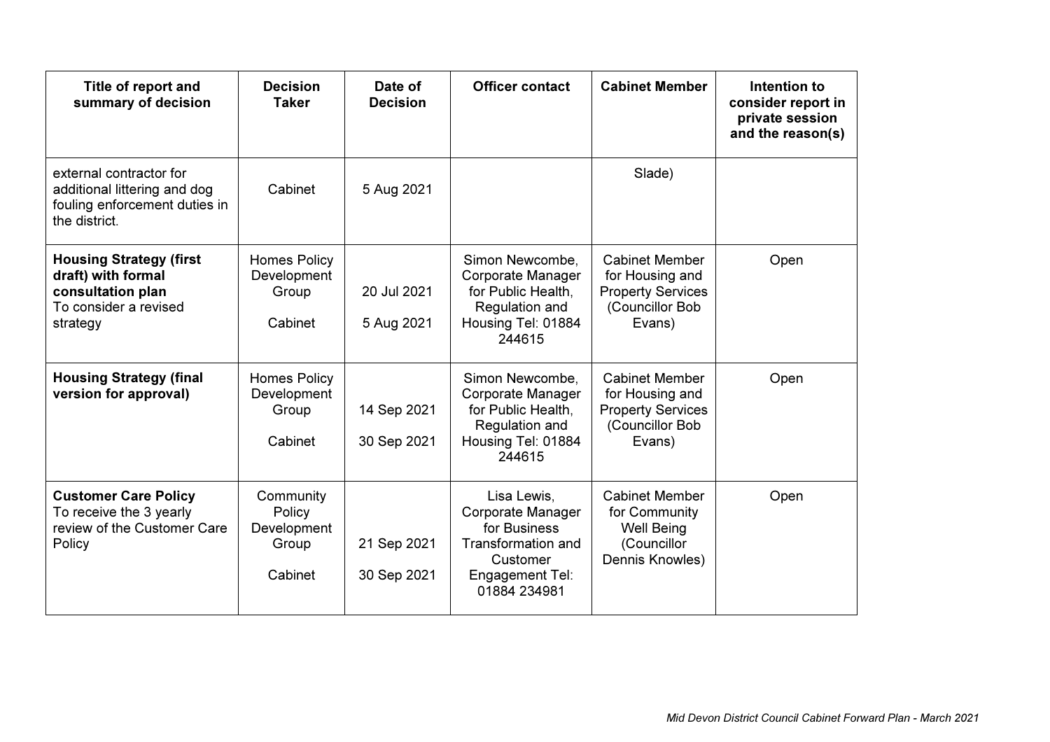| Title of report and summary of decision | Decision Taker | Date of Decision | Officer contact | Cabinet Member | Intention to consider report in private session and the reason(s) |
| --- | --- | --- | --- | --- | --- |
| external contractor for additional littering and dog fouling enforcement duties in the district. | Cabinet | 5 Aug 2021 | | Slade) | |
| **Housing Strategy (first draft) with formal consultation plan** To consider a revised strategy | Homes Policy Development Group<br><br>Cabinet | 20 Jul 2021<br><br>5 Aug 2021 | Simon Newcombe, Corporate Manager for Public Health, Regulation and Housing Tel: 01884 244615 | Cabinet Member for Housing and Property Services (Councillor Bob Evans) | Open |
| **Housing Strategy (final version for approval)** | Homes Policy Development Group<br><br>Cabinet | 14 Sep 2021<br><br>30 Sep 2021 | Simon Newcombe, Corporate Manager for Public Health, Regulation and Housing Tel: 01884 244615 | Cabinet Member for Housing and Property Services (Councillor Bob Evans) | Open |
| **Customer Care Policy** To receive the 3 yearly review of the Customer Care Policy | Community Policy Development Group<br><br>Cabinet | 21 Sep 2021<br><br>30 Sep 2021 | Lisa Lewis, Corporate Manager for Business Transformation and Customer Engagement Tel: 01884 234981 | Cabinet Member for Community Well Being (Councillor Dennis Knowles) | Open |